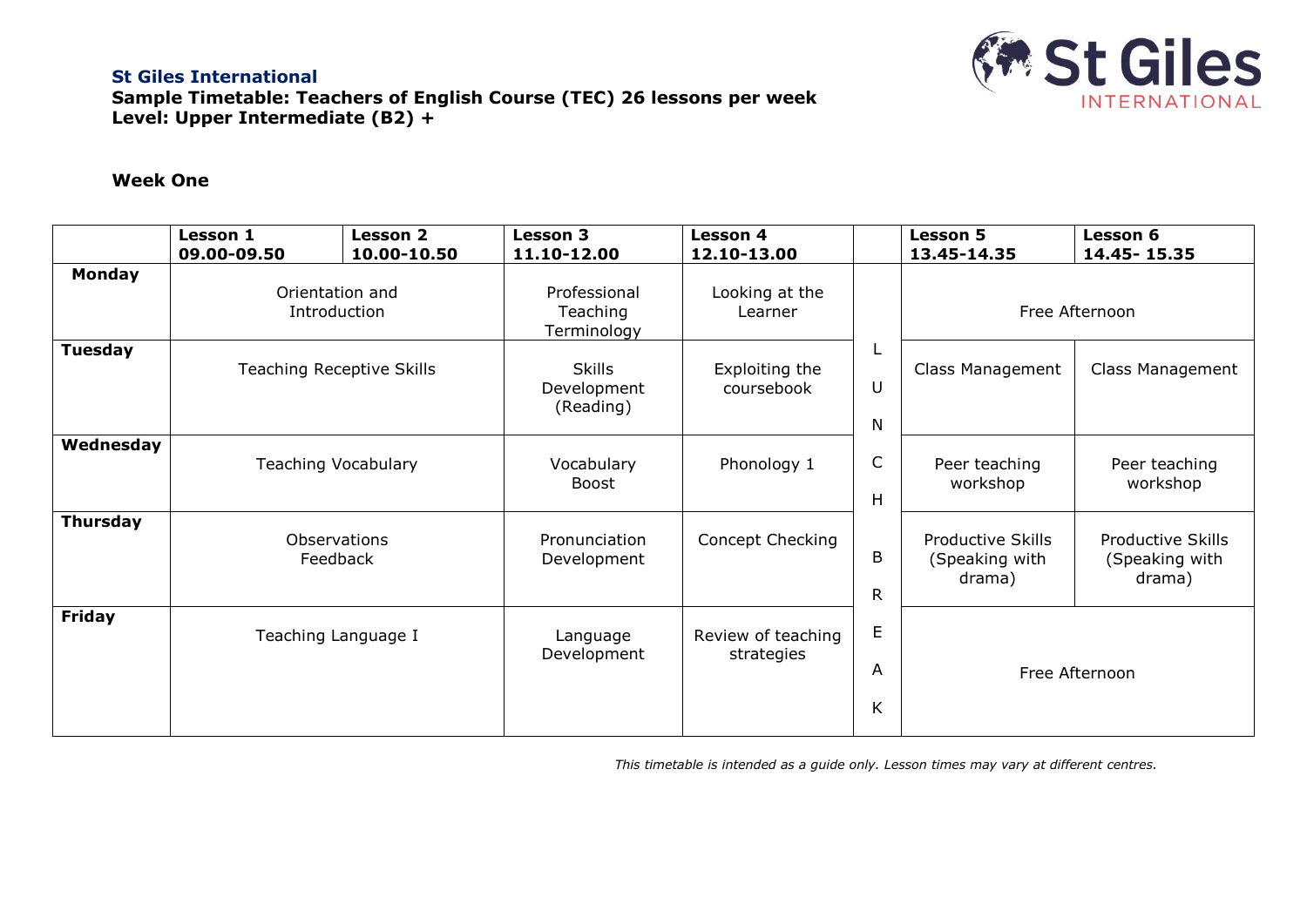**St Giles International**

**Sample Timetable: Teachers of English Course (TEC) 26 lessons per week**
**Level: Upper Intermediate (B2) +**

**Week One**

| | Lesson 1 09.00-09.50 | Lesson 2 10.00-10.50 | Lesson 3 11.10-12.00 | Lesson 4 12.10-13.00 | | Lesson 5 13.45-14.35 | Lesson 6 14.45- 15.35 |
|---|---|---|---|---|---|---|---|
| **Monday** | Orientation and Introduction | | Professional Teaching Terminology | Looking at the Learner | LUNCH BREAK | Free Afternoon | |
| **Tuesday** | Teaching Receptive Skills | | Skills Development (Reading) | Exploiting the coursebook | | Class Management | Class Management |
| **Wednesday** | Teaching Vocabulary | | Vocabulary Boost | Phonology 1 | | Peer teaching workshop | Peer teaching workshop |
| **Thursday** | Observations Feedback | | Pronunciation Development | Concept Checking | | Productive Skills (Speaking with drama) | Productive Skills (Speaking with drama) |
| **Friday** | Teaching Language I | | Language Development | Review of teaching strategies | | Free Afternoon | |

*This timetable is intended as a guide only. Lesson times may vary at different centres.*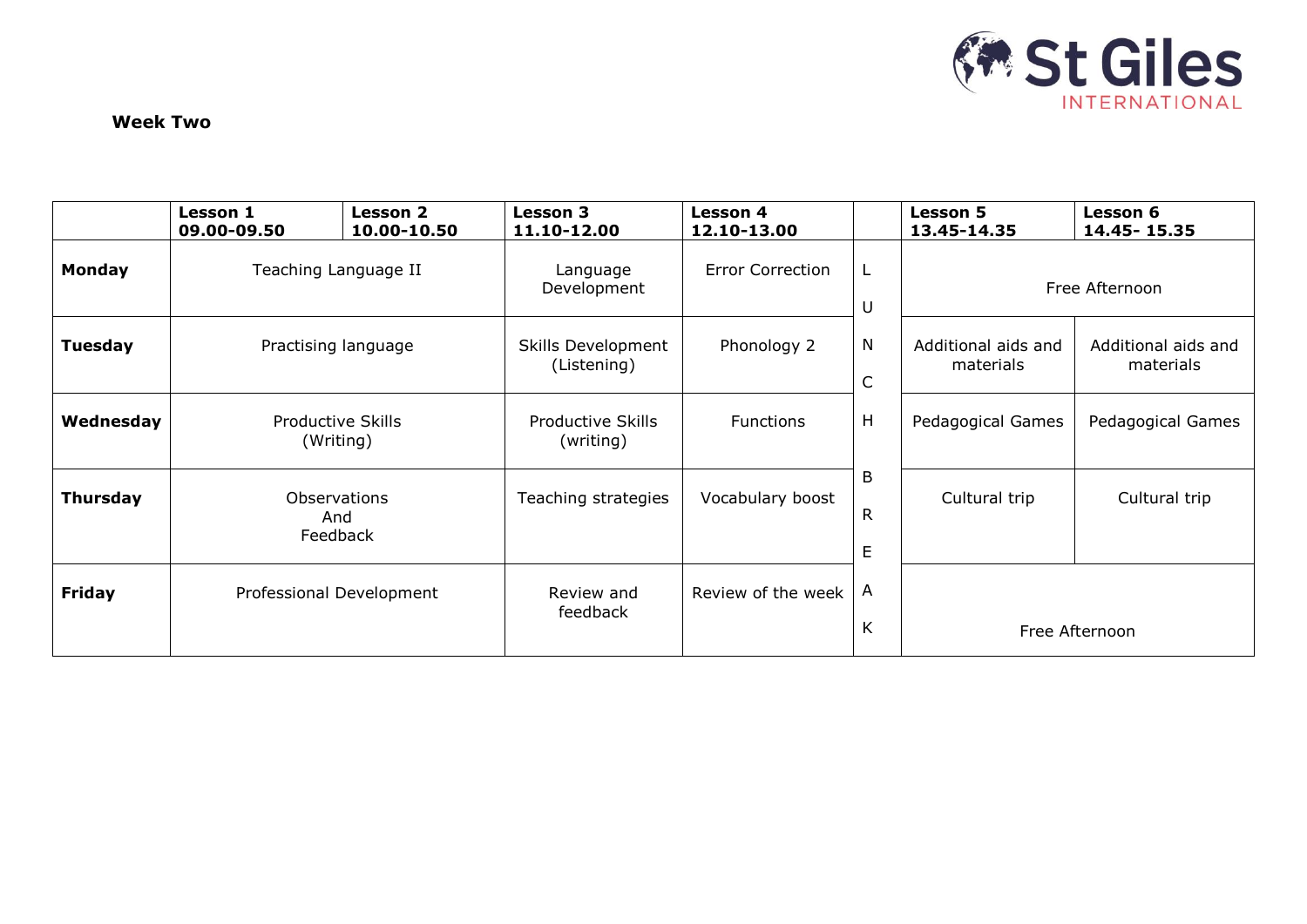**Week Two**

| | Lesson 1 09.00-09.50 | Lesson 2 10.00-10.50 | Lesson 3 11.10-12.00 | Lesson 4 12.10-13.00 | | Lesson 5 13.45-14.35 | Lesson 6 14.45- 15.35 |
|---|---|---|---|---|---|---|---|
| **Monday** | Teaching Language II | | Language Development | Error Correction | LUNCH BREAK | Free Afternoon | |
| **Tuesday** | Practising language | | Skills Development (Listening) | Phonology 2 | | Additional aids and materials | Additional aids and materials |
| **Wednesday** | Productive Skills (Writing) | | Productive Skills (writing) | Functions | | Pedagogical Games | Pedagogical Games |
| **Thursday** | Observations And Feedback | | Teaching strategies | Vocabulary boost | | Cultural trip | Cultural trip |
| **Friday** | Professional Development | | Review and feedback | Review of the week | | Free Afternoon | |